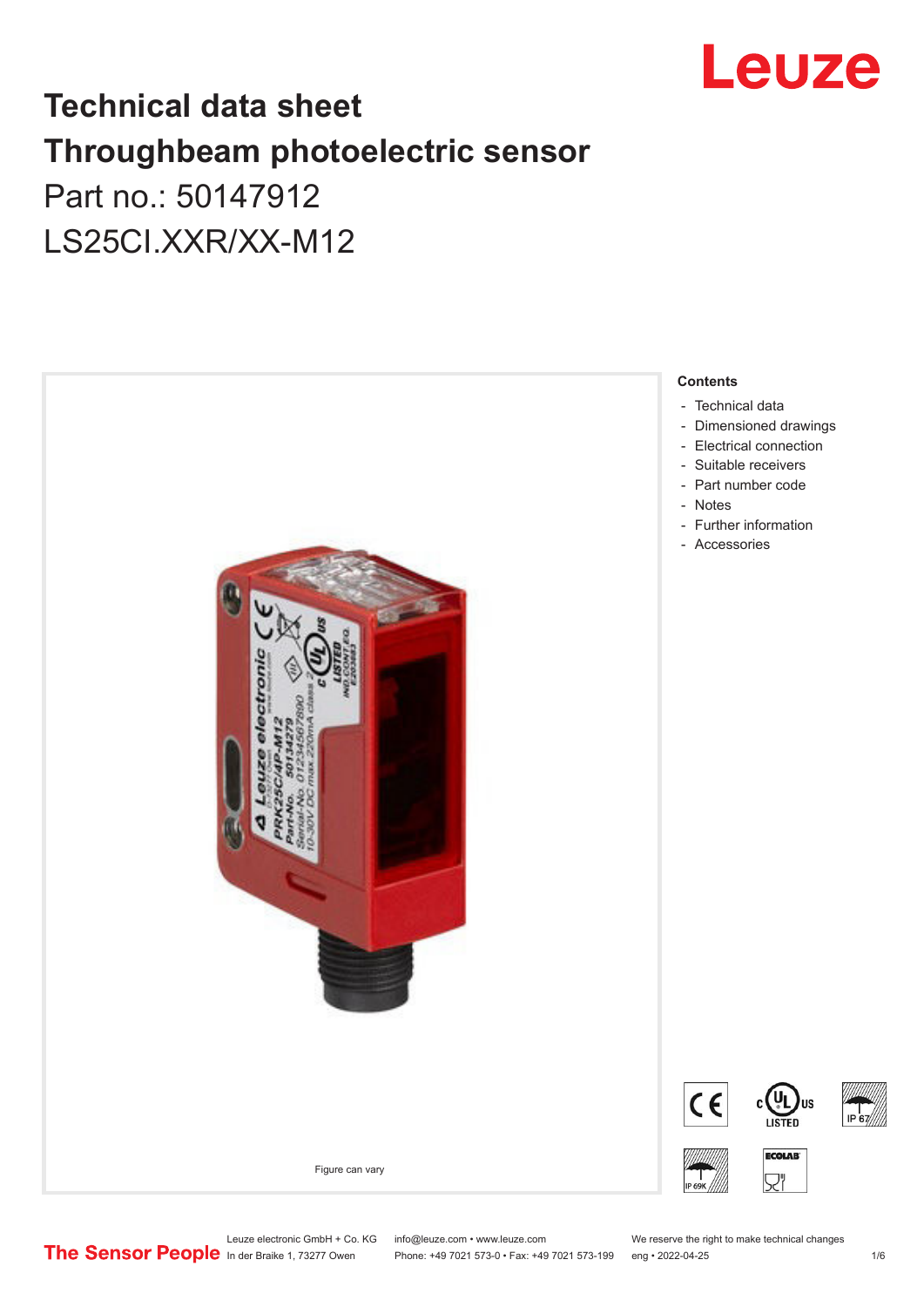# Technical data sheet

# Throughbeam photoelectric sensor

Part no.: 50147912

LS25CI.XXR/XX-M12

Figure can vary

**Contents**

- Technical data
- Dimensioned drawings
- Electrical connection
- Suitable receivers
- Part number code
- Notes
- Further information
- Accessories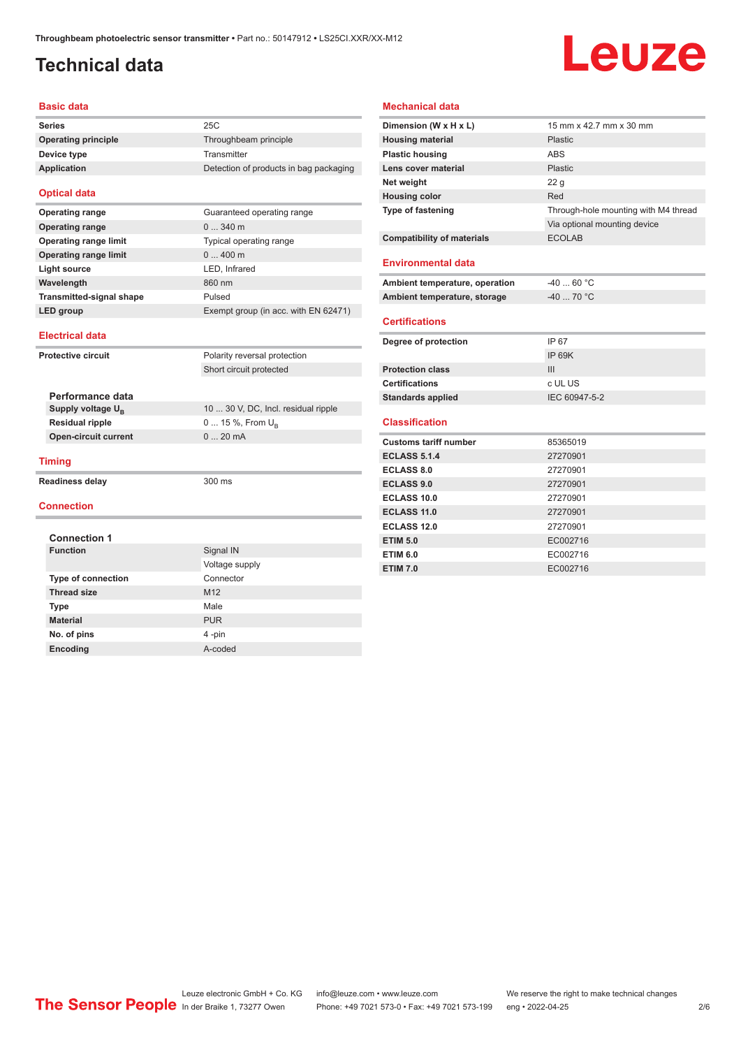# Technical data

## Basic data

| | |
|---|---|
| **Series** | 25C |
| **Operating principle** | Throughbeam principle |
| **Device type** | Transmitter |
| **Application** | Detection of products in bag packaging |

## Optical data

| | |
|---|---|
| **Operating range** | Guaranteed operating range |
| **Operating range** | 0 ... 340 m |
| **Operating range limit** | Typical operating range |
| **Operating range limit** | 0 ... 400 m |
| **Light source** | LED, Infrared |
| **Wavelength** | 860 nm |
| **Transmitted-signal shape** | Pulsed |
| **LED group** | Exempt group (in acc. with EN 62471) |

## Electrical data

| | |
|---|---|
| **Protective circuit** | Polarity reversal protection |
| | Short circuit protected |

### Performance data

| | |
|---|---|
| **Supply voltage $U_B$** | 10 ... 30 V, DC, Incl. residual ripple |
| **Residual ripple** | 0 ... 15 %, From $U_B$ |
| **Open-circuit current** | 0 ... 20 mA |

## Timing

| | |
|---|---|
| **Readiness delay** | 300 ms |

## Connection

### Connection 1

| | |
|---|---|
| **Function** | Signal IN |
| | Voltage supply |
| **Type of connection** | Connector |
| **Thread size** | M12 |
| **Type** | Male |
| **Material** | PUR |
| **No. of pins** | 4 -pin |
| **Encoding** | A-coded |

## Mechanical data

| | |
|---|---|
| **Dimension (W x H x L)** | 15 mm x 42.7 mm x 30 mm |
| **Housing material** | Plastic |
| **Plastic housing** | ABS |
| **Lens cover material** | Plastic |
| **Net weight** | 22 g |
| **Housing color** | Red |
| **Type of fastening** | Through-hole mounting with M4 thread |
| | Via optional mounting device |
| **Compatibility of materials** | ECOLAB |

## Environmental data

| | |
|---|---|
| **Ambient temperature, operation** | -40 ... 60 °C |
| **Ambient temperature, storage** | -40 ... 70 °C |

## Certifications

| | |
|---|---|
| **Degree of protection** | IP 67 |
| | IP 69K |
| **Protection class** | III |
| **Certifications** | c UL US |
| **Standards applied** | IEC 60947-5-2 |

## Classification

| | |
|---|---|
| **Customs tariff number** | 85365019 |
| **ECLASS 5.1.4** | 27270901 |
| **ECLASS 8.0** | 27270901 |
| **ECLASS 9.0** | 27270901 |
| **ECLASS 10.0** | 27270901 |
| **ECLASS 11.0** | 27270901 |
| **ECLASS 12.0** | 27270901 |
| **ETIM 5.0** | EC002716 |
| **ETIM 6.0** | EC002716 |
| **ETIM 7.0** | EC002716 |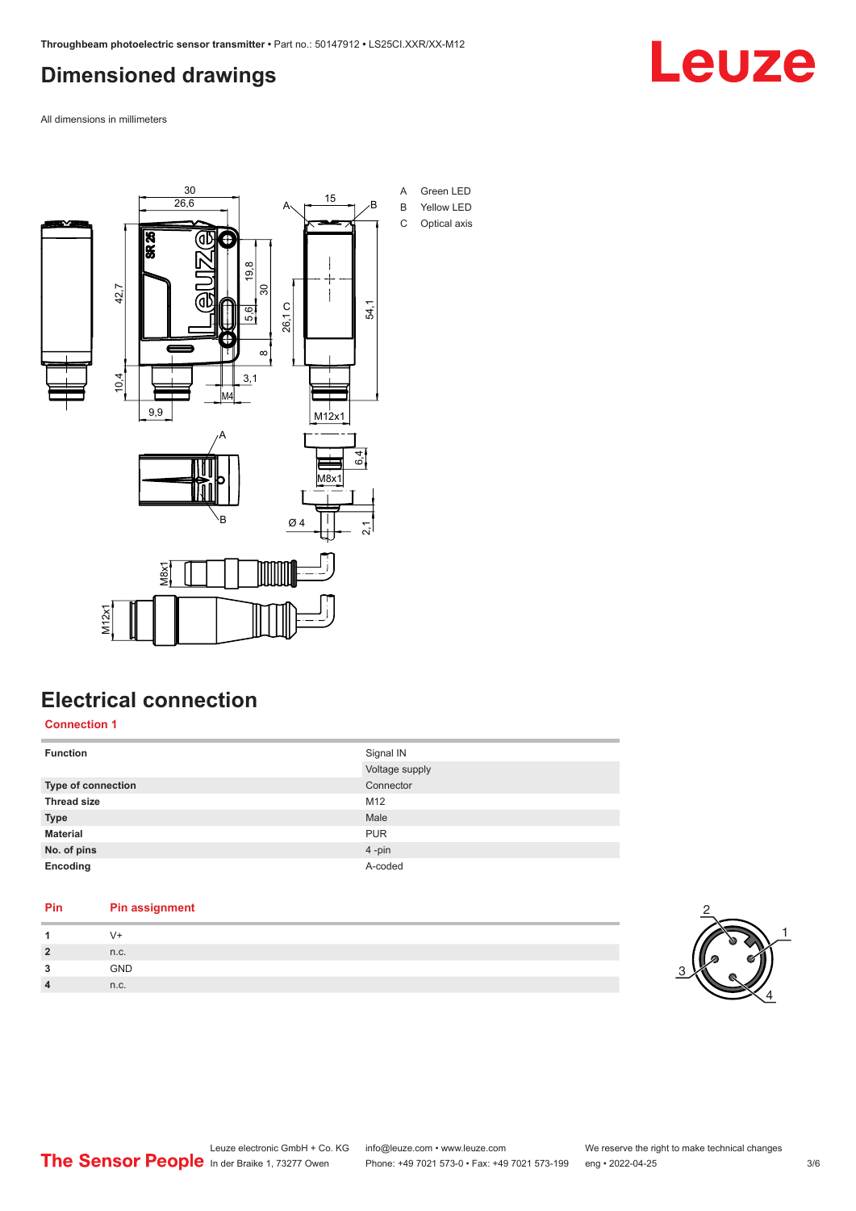# Dimensioned drawings

All dimensions in millimeters

A Green LED
B Yellow LED
C Optical axis

# Electrical connection

## Connection 1

| | |
|---|---|
| **Function** | Signal IN |
| | Voltage supply |
| **Type of connection** | Connector |
| **Thread size** | M12 |
| **Type** | Male |
| **Material** | PUR |
| **No. of pins** | 4 -pin |
| **Encoding** | A-coded |

| Pin | Pin assignment |
|---|---|
| **1** | V+ |
| **2** | n.c. |
| **3** | GND |
| **4** | n.c. |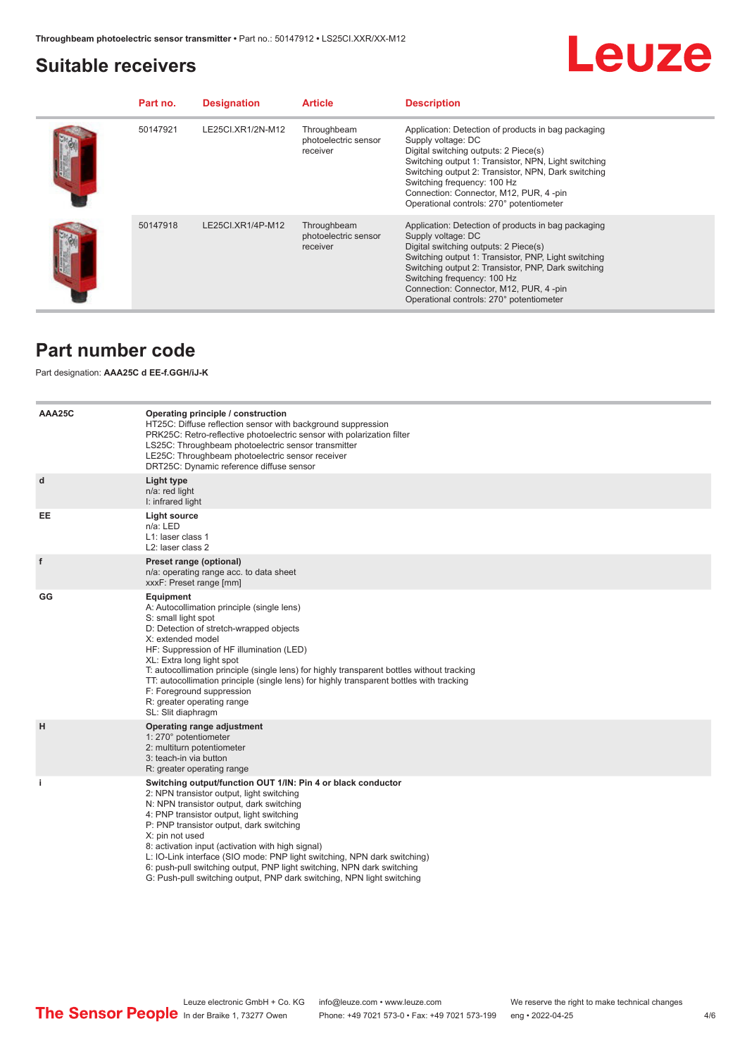## Suitable receivers

| | Part no. | Designation | Article | Description |
|---|---|---|---|---|
| | 50147921 | LE25CI.XR1/2N-M12 | Throughbeam photoelectric sensor receiver | Application: Detection of products in bag packaging<br>Supply voltage: DC<br>Digital switching outputs: 2 Piece(s)<br>Switching output 1: Transistor, NPN, Light switching<br>Switching output 2: Transistor, NPN, Dark switching<br>Switching frequency: 100 Hz<br>Connection: Connector, M12, PUR, 4 -pin<br>Operational controls: 270° potentiometer |
| | 50147918 | LE25CI.XR1/4P-M12 | Throughbeam photoelectric sensor receiver | Application: Detection of products in bag packaging<br>Supply voltage: DC<br>Digital switching outputs: 2 Piece(s)<br>Switching output 1: Transistor, PNP, Light switching<br>Switching output 2: Transistor, PNP, Dark switching<br>Switching frequency: 100 Hz<br>Connection: Connector, M12, PUR, 4 -pin<br>Operational controls: 270° potentiometer |

## Part number code

Part designation: **AAA25C d EE-f.GGH/iJ-K**

| | |
|---|---|
| **AAA25C** | **Operating principle / construction**<br>HT25C: Diffuse reflection sensor with background suppression<br>PRK25C: Retro-reflective photoelectric sensor with polarization filter<br>LS25C: Throughbeam photoelectric sensor transmitter<br>LE25C: Throughbeam photoelectric sensor receiver<br>DRT25C: Dynamic reference diffuse sensor |
| **d** | **Light type**<br>n/a: red light<br>I: infrared light |
| **EE** | **Light source**<br>n/a: LED<br>L1: laser class 1<br>L2: laser class 2 |
| **f** | **Preset range (optional)**<br>n/a: operating range acc. to data sheet<br>xxxF: Preset range [mm] |
| **GG** | **Equipment**<br>A: Autocollimation principle (single lens)<br>S: small light spot<br>D: Detection of stretch-wrapped objects<br>X: extended model<br>HF: Suppression of HF illumination (LED)<br>XL: Extra long light spot<br>T: autocollimation principle (single lens) for highly transparent bottles without tracking<br>TT: autocollimation principle (single lens) for highly transparent bottles with tracking<br>F: Foreground suppression<br>R: greater operating range<br>SL: Slit diaphragm |
| **H** | **Operating range adjustment**<br>1: 270° potentiometer<br>2: multiturn potentiometer<br>3: teach-in via button<br>R: greater operating range |
| **i** | **Switching output/function OUT 1/IN: Pin 4 or black conductor**<br>2: NPN transistor output, light switching<br>N: NPN transistor output, dark switching<br>4: PNP transistor output, light switching<br>P: PNP transistor output, dark switching<br>X: pin not used<br>8: activation input (activation with high signal)<br>L: IO-Link interface (SIO mode: PNP light switching, NPN dark switching)<br>6: push-pull switching output, PNP light switching, NPN dark switching<br>G: Push-pull switching output, PNP dark switching, NPN light switching |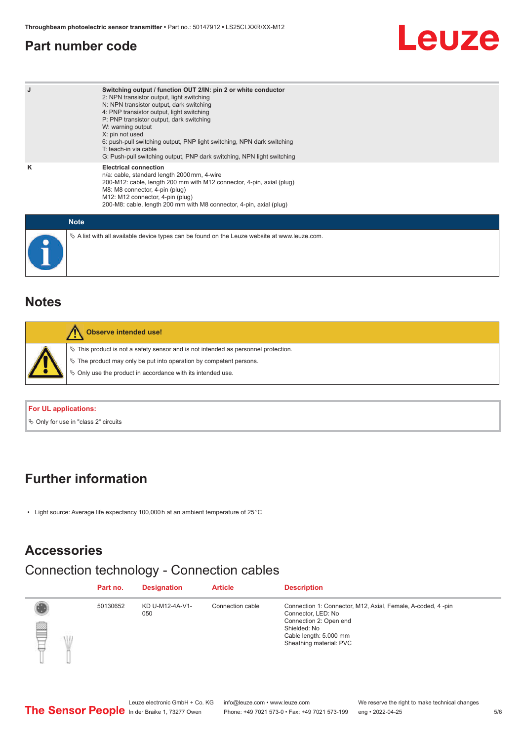## Part number code

| | |
|---|---|
| J | **Switching output / function OUT 2/IN: pin 2 or white conductor**<br>2: NPN transistor output, light switching<br>N: NPN transistor output, dark switching<br>4: PNP transistor output, light switching<br>P: PNP transistor output, dark switching<br>W: warning output<br>X: pin not used<br>6: push-pull switching output, PNP light switching, NPN dark switching<br>T: teach-in via cable<br>G: Push-pull switching output, PNP dark switching, NPN light switching |
| K | **Electrical connection**<br>n/a: cable, standard length 2000 mm, 4-wire<br>200-M12: cable, length 200 mm with M12 connector, 4-pin, axial (plug)<br>M8: M8 connector, 4-pin (plug)<br>M12: M12 connector, 4-pin (plug)<br>200-M8: cable, length 200 mm with M8 connector, 4-pin, axial (plug) |

**Note**

- A list with all available device types can be found on the Leuze website at www.leuze.com.

## Notes

**Observe intended use!**

- This product is not a safety sensor and is not intended as personnel protection.
- The product may only be put into operation by competent persons.
- Only use the product in accordance with its intended use.

**For UL applications:**

- Only for use in "class 2" circuits

## Further information

- Light source: Average life expectancy 100,000 h at an ambient temperature of 25 °C

## Accessories

### Connection technology - Connection cables

| | Part no. | Designation | Article | Description |
|---|---|---|---|---|
| | 50130652 | KD U-M12-4A-V1-050 | Connection cable | Connection 1: Connector, M12, Axial, Female, A-coded, 4 -pin<br>Connector, LED: No<br>Connection 2: Open end<br>Shielded: No<br>Cable length: 5.000 mm<br>Sheathing material: PVC |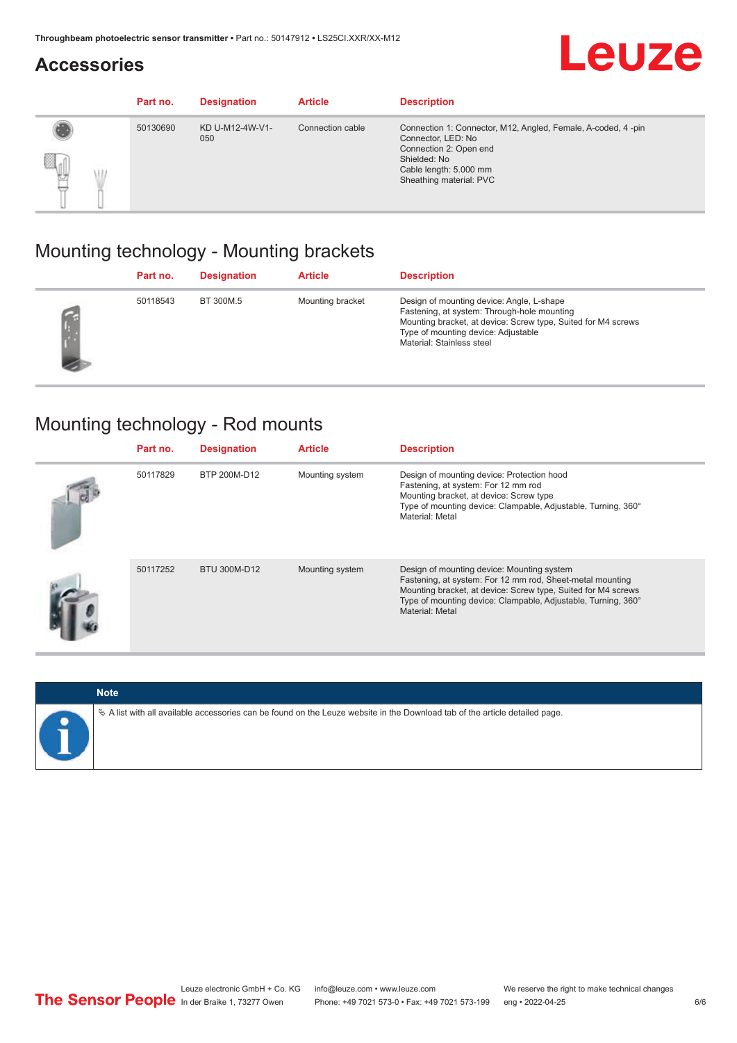## Accessories

| | Part no. | Designation | Article | Description |
|---|---|---|---|---|
| | 50130690 | KD U-M12-4W-V1-050 | Connection cable | Connection 1: Connector, M12, Angled, Female, A-coded, 4 -pin<br>Connector, LED: No<br>Connection 2: Open end<br>Shielded: No<br>Cable length: 5.000 mm<br>Sheathing material: PVC |

## Mounting technology - Mounting brackets

| | Part no. | Designation | Article | Description |
|---|---|---|---|---|
| | 50118543 | BT 300M.5 | Mounting bracket | Design of mounting device: Angle, L-shape<br>Fastening, at system: Through-hole mounting<br>Mounting bracket, at device: Screw type, Suited for M4 screws<br>Type of mounting device: Adjustable<br>Material: Stainless steel |

## Mounting technology - Rod mounts

| | Part no. | Designation | Article | Description |
|---|---|---|---|---|
| | 50117829 | BTP 200M-D12 | Mounting system | Design of mounting device: Protection hood<br>Fastening, at system: For 12 mm rod<br>Mounting bracket, at device: Screw type<br>Type of mounting device: Clampable, Adjustable, Turning, 360°<br>Material: Metal |
| | 50117252 | BTU 300M-D12 | Mounting system | Design of mounting device: Mounting system<br>Fastening, at system: For 12 mm rod, Sheet-metal mounting<br>Mounting bracket, at device: Screw type, Suited for M4 screws<br>Type of mounting device: Clampable, Adjustable, Turning, 360°<br>Material: Metal |

**Note**

↳ A list with all available accessories can be found on the Leuze website in the Download tab of the article detailed page.